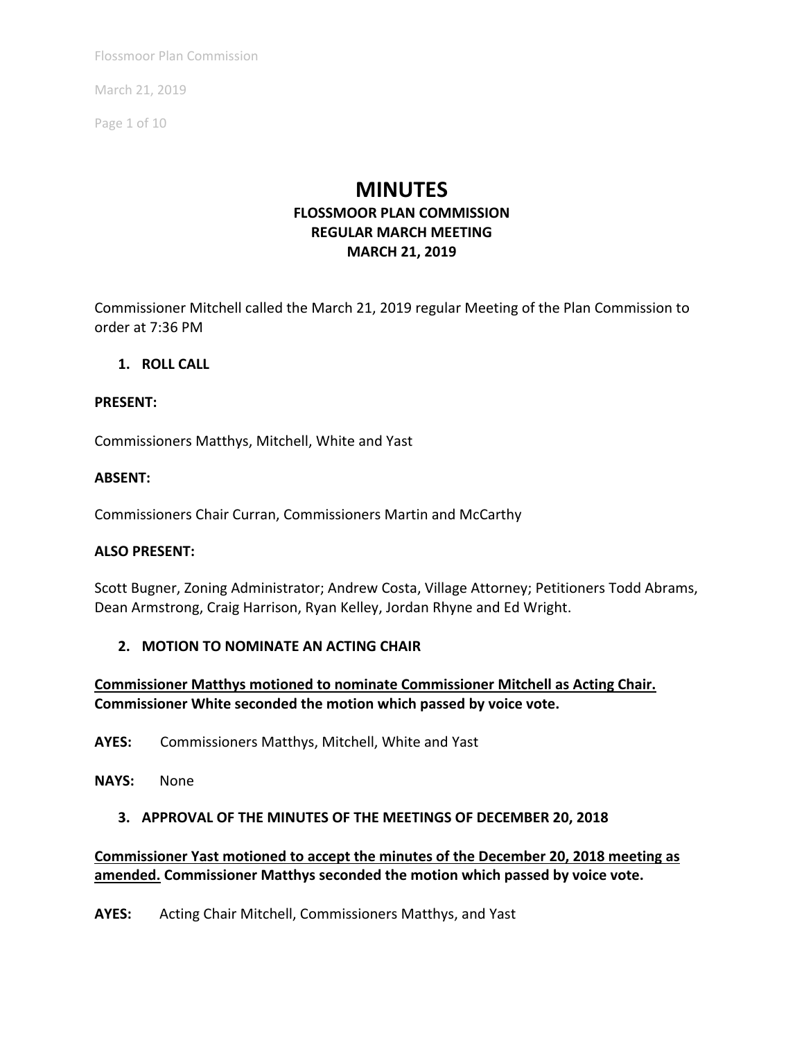# MINUTES

## FLOSSMOOR PLAN COMMISSION
## REGULAR MARCH MEETING
## MARCH 21, 2019

Commissioner Mitchell called the March 21, 2019 regular Meeting of the Plan Commission to order at 7:36 PM

1. **ROLL CALL**

**PRESENT:**

Commissioners Matthys, Mitchell, White and Yast

**ABSENT:**

Commissioners Chair Curran, Commissioners Martin and McCarthy

**ALSO PRESENT:**

Scott Bugner, Zoning Administrator; Andrew Costa, Village Attorney; Petitioners Todd Abrams, Dean Armstrong, Craig Harrison, Ryan Kelley, Jordan Rhyne and Ed Wright.

2. **MOTION TO NOMINATE AN ACTING CHAIR**

**<u>Commissioner Matthys motioned to nominate Commissioner Mitchell as Acting Chair.</u> Commissioner White seconded the motion which passed by voice vote.**

**AYES:** Commissioners Matthys, Mitchell, White and Yast

**NAYS:** None

3. **APPROVAL OF THE MINUTES OF THE MEETINGS OF DECEMBER 20, 2018**

**<u>Commissioner Yast motioned to accept the minutes of the December 20, 2018 meeting as amended.</u> Commissioner Matthys seconded the motion which passed by voice vote.**

**AYES:** Acting Chair Mitchell, Commissioners Matthys, and Yast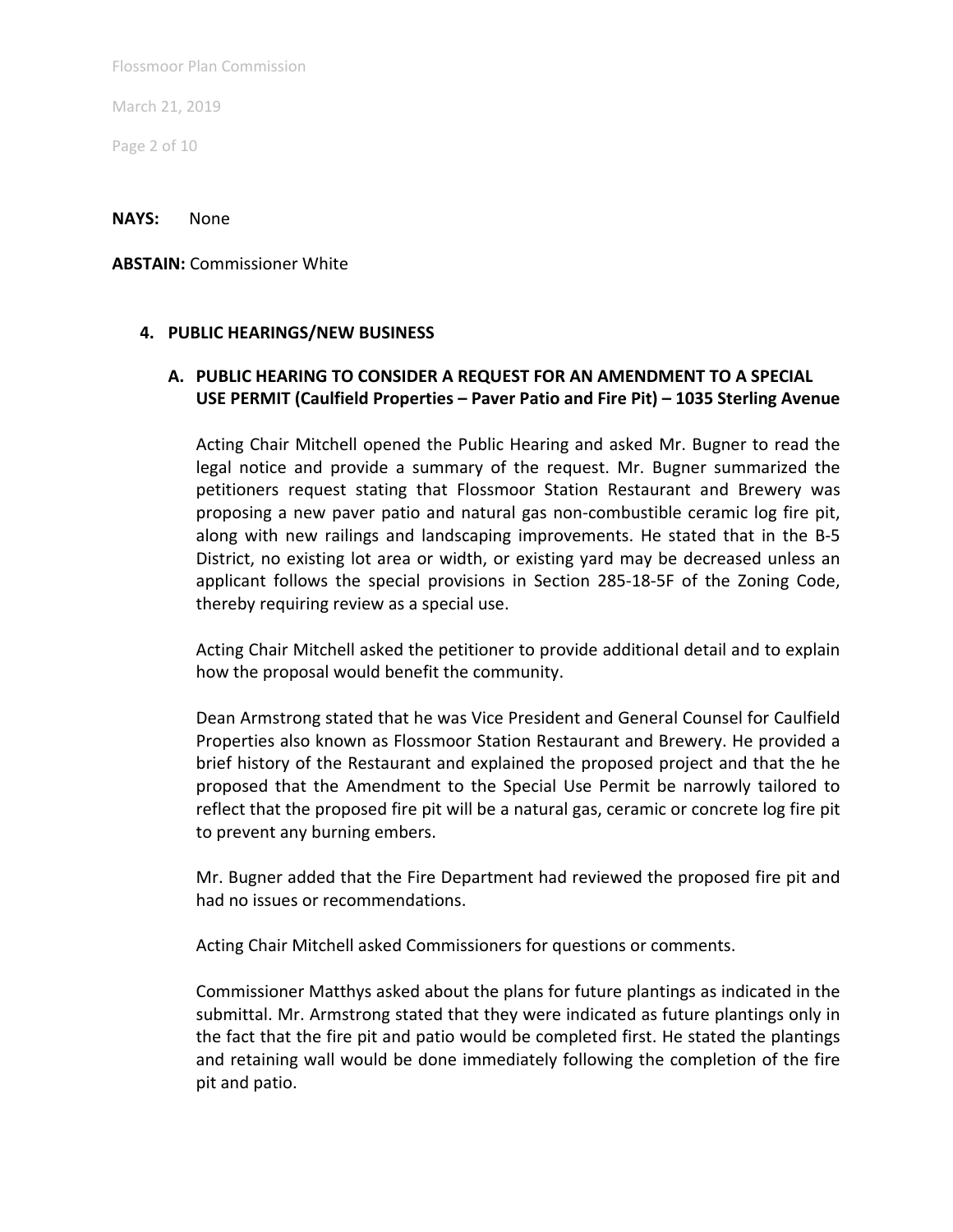**NAYS:** None

**ABSTAIN:** Commissioner White

## 4. PUBLIC HEARINGS/NEW BUSINESS

### A. PUBLIC HEARING TO CONSIDER A REQUEST FOR AN AMENDMENT TO A SPECIAL USE PERMIT (Caulfield Properties – Paver Patio and Fire Pit) – 1035 Sterling Avenue

Acting Chair Mitchell opened the Public Hearing and asked Mr. Bugner to read the legal notice and provide a summary of the request. Mr. Bugner summarized the petitioners request stating that Flossmoor Station Restaurant and Brewery was proposing a new paver patio and natural gas non-combustible ceramic log fire pit, along with new railings and landscaping improvements. He stated that in the B-5 District, no existing lot area or width, or existing yard may be decreased unless an applicant follows the special provisions in Section 285-18-5F of the Zoning Code, thereby requiring review as a special use.

Acting Chair Mitchell asked the petitioner to provide additional detail and to explain how the proposal would benefit the community.

Dean Armstrong stated that he was Vice President and General Counsel for Caulfield Properties also known as Flossmoor Station Restaurant and Brewery. He provided a brief history of the Restaurant and explained the proposed project and that the he proposed that the Amendment to the Special Use Permit be narrowly tailored to reflect that the proposed fire pit will be a natural gas, ceramic or concrete log fire pit to prevent any burning embers.

Mr. Bugner added that the Fire Department had reviewed the proposed fire pit and had no issues or recommendations.

Acting Chair Mitchell asked Commissioners for questions or comments.

Commissioner Matthys asked about the plans for future plantings as indicated in the submittal. Mr. Armstrong stated that they were indicated as future plantings only in the fact that the fire pit and patio would be completed first. He stated the plantings and retaining wall would be done immediately following the completion of the fire pit and patio.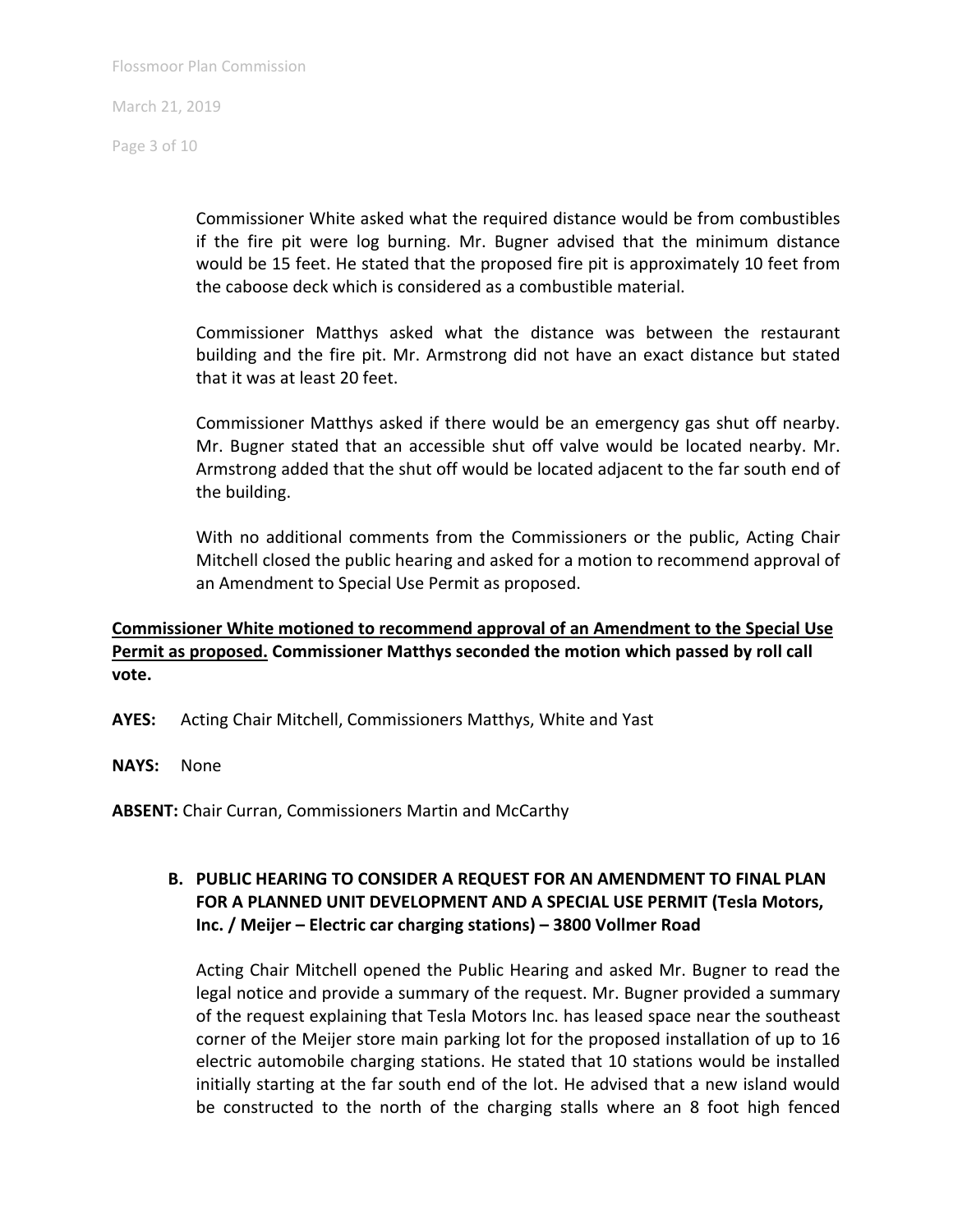Commissioner White asked what the required distance would be from combustibles if the fire pit were log burning. Mr. Bugner advised that the minimum distance would be 15 feet. He stated that the proposed fire pit is approximately 10 feet from the caboose deck which is considered as a combustible material.

Commissioner Matthys asked what the distance was between the restaurant building and the fire pit. Mr. Armstrong did not have an exact distance but stated that it was at least 20 feet.

Commissioner Matthys asked if there would be an emergency gas shut off nearby. Mr. Bugner stated that an accessible shut off valve would be located nearby. Mr. Armstrong added that the shut off would be located adjacent to the far south end of the building.

With no additional comments from the Commissioners or the public, Acting Chair Mitchell closed the public hearing and asked for a motion to recommend approval of an Amendment to Special Use Permit as proposed.

**<u>Commissioner White motioned to recommend approval of an Amendment to the Special Use Permit as proposed.</u> Commissioner Matthys seconded the motion which passed by roll call vote.**

**AYES:** Acting Chair Mitchell, Commissioners Matthys, White and Yast

**NAYS:** None

**ABSENT:** Chair Curran, Commissioners Martin and McCarthy

**B. PUBLIC HEARING TO CONSIDER A REQUEST FOR AN AMENDMENT TO FINAL PLAN FOR A PLANNED UNIT DEVELOPMENT AND A SPECIAL USE PERMIT (Tesla Motors, Inc. / Meijer – Electric car charging stations) – 3800 Vollmer Road**

Acting Chair Mitchell opened the Public Hearing and asked Mr. Bugner to read the legal notice and provide a summary of the request. Mr. Bugner provided a summary of the request explaining that Tesla Motors Inc. has leased space near the southeast corner of the Meijer store main parking lot for the proposed installation of up to 16 electric automobile charging stations. He stated that 10 stations would be installed initially starting at the far south end of the lot. He advised that a new island would be constructed to the north of the charging stalls where an 8 foot high fenced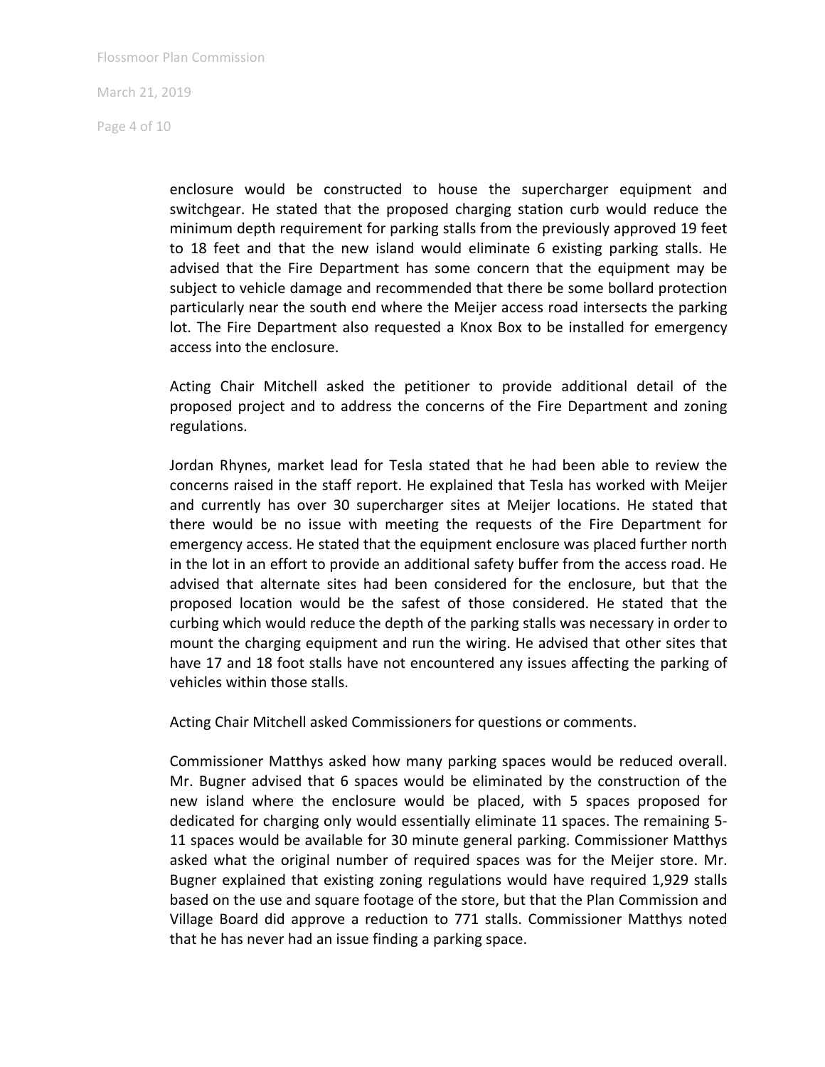enclosure would be constructed to house the supercharger equipment and switchgear. He stated that the proposed charging station curb would reduce the minimum depth requirement for parking stalls from the previously approved 19 feet to 18 feet and that the new island would eliminate 6 existing parking stalls. He advised that the Fire Department has some concern that the equipment may be subject to vehicle damage and recommended that there be some bollard protection particularly near the south end where the Meijer access road intersects the parking lot. The Fire Department also requested a Knox Box to be installed for emergency access into the enclosure.

Acting Chair Mitchell asked the petitioner to provide additional detail of the proposed project and to address the concerns of the Fire Department and zoning regulations.

Jordan Rhynes, market lead for Tesla stated that he had been able to review the concerns raised in the staff report. He explained that Tesla has worked with Meijer and currently has over 30 supercharger sites at Meijer locations. He stated that there would be no issue with meeting the requests of the Fire Department for emergency access. He stated that the equipment enclosure was placed further north in the lot in an effort to provide an additional safety buffer from the access road. He advised that alternate sites had been considered for the enclosure, but that the proposed location would be the safest of those considered. He stated that the curbing which would reduce the depth of the parking stalls was necessary in order to mount the charging equipment and run the wiring. He advised that other sites that have 17 and 18 foot stalls have not encountered any issues affecting the parking of vehicles within those stalls.

Acting Chair Mitchell asked Commissioners for questions or comments.

Commissioner Matthys asked how many parking spaces would be reduced overall. Mr. Bugner advised that 6 spaces would be eliminated by the construction of the new island where the enclosure would be placed, with 5 spaces proposed for dedicated for charging only would essentially eliminate 11 spaces. The remaining 5-11 spaces would be available for 30 minute general parking. Commissioner Matthys asked what the original number of required spaces was for the Meijer store. Mr. Bugner explained that existing zoning regulations would have required 1,929 stalls based on the use and square footage of the store, but that the Plan Commission and Village Board did approve a reduction to 771 stalls. Commissioner Matthys noted that he has never had an issue finding a parking space.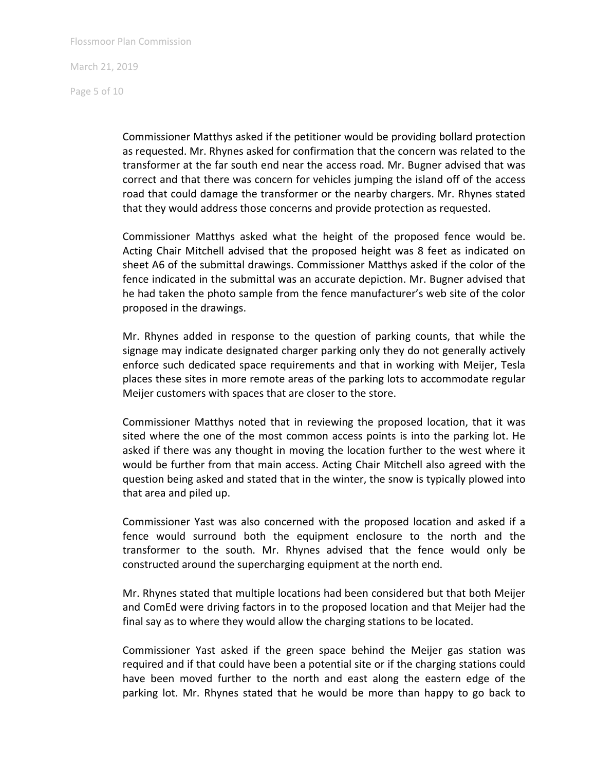Commissioner Matthys asked if the petitioner would be providing bollard protection as requested. Mr. Rhynes asked for confirmation that the concern was related to the transformer at the far south end near the access road. Mr. Bugner advised that was correct and that there was concern for vehicles jumping the island off of the access road that could damage the transformer or the nearby chargers. Mr. Rhynes stated that they would address those concerns and provide protection as requested.

Commissioner Matthys asked what the height of the proposed fence would be. Acting Chair Mitchell advised that the proposed height was 8 feet as indicated on sheet A6 of the submittal drawings. Commissioner Matthys asked if the color of the fence indicated in the submittal was an accurate depiction. Mr. Bugner advised that he had taken the photo sample from the fence manufacturer's web site of the color proposed in the drawings.

Mr. Rhynes added in response to the question of parking counts, that while the signage may indicate designated charger parking only they do not generally actively enforce such dedicated space requirements and that in working with Meijer, Tesla places these sites in more remote areas of the parking lots to accommodate regular Meijer customers with spaces that are closer to the store.

Commissioner Matthys noted that in reviewing the proposed location, that it was sited where the one of the most common access points is into the parking lot. He asked if there was any thought in moving the location further to the west where it would be further from that main access. Acting Chair Mitchell also agreed with the question being asked and stated that in the winter, the snow is typically plowed into that area and piled up.

Commissioner Yast was also concerned with the proposed location and asked if a fence would surround both the equipment enclosure to the north and the transformer to the south. Mr. Rhynes advised that the fence would only be constructed around the supercharging equipment at the north end.

Mr. Rhynes stated that multiple locations had been considered but that both Meijer and ComEd were driving factors in to the proposed location and that Meijer had the final say as to where they would allow the charging stations to be located.

Commissioner Yast asked if the green space behind the Meijer gas station was required and if that could have been a potential site or if the charging stations could have been moved further to the north and east along the eastern edge of the parking lot. Mr. Rhynes stated that he would be more than happy to go back to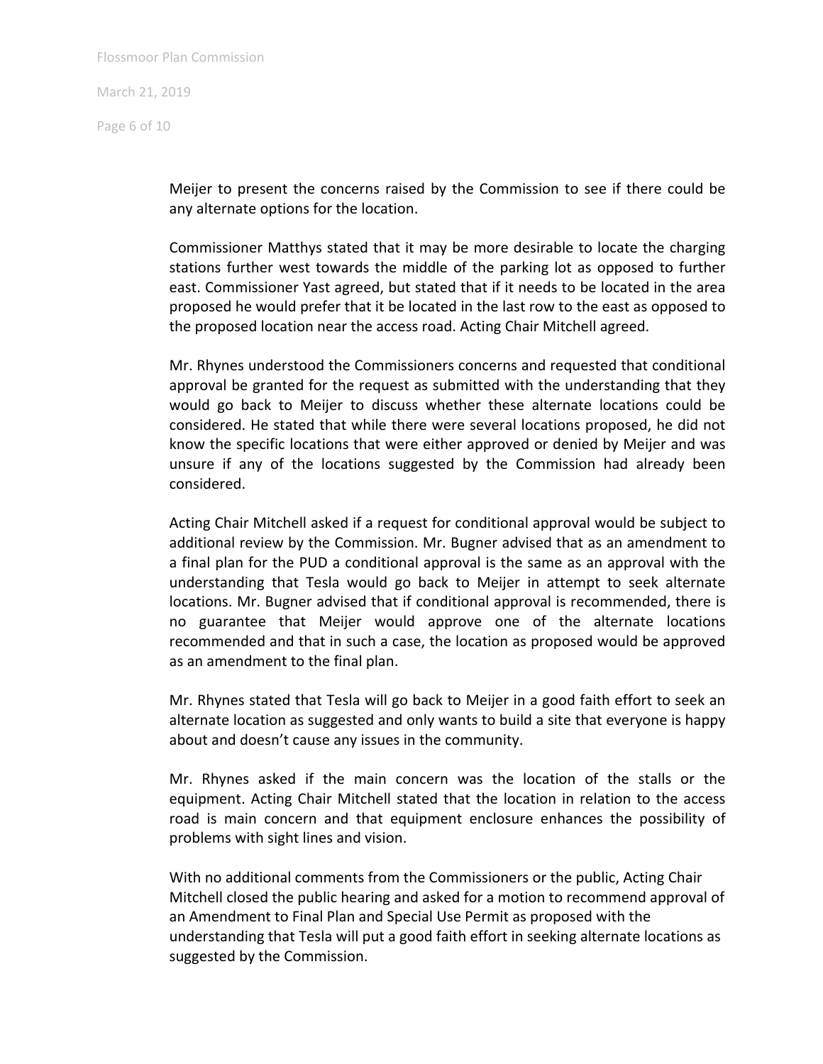Meijer to present the concerns raised by the Commission to see if there could be any alternate options for the location.

Commissioner Matthys stated that it may be more desirable to locate the charging stations further west towards the middle of the parking lot as opposed to further east. Commissioner Yast agreed, but stated that if it needs to be located in the area proposed he would prefer that it be located in the last row to the east as opposed to the proposed location near the access road. Acting Chair Mitchell agreed.

Mr. Rhynes understood the Commissioners concerns and requested that conditional approval be granted for the request as submitted with the understanding that they would go back to Meijer to discuss whether these alternate locations could be considered. He stated that while there were several locations proposed, he did not know the specific locations that were either approved or denied by Meijer and was unsure if any of the locations suggested by the Commission had already been considered.

Acting Chair Mitchell asked if a request for conditional approval would be subject to additional review by the Commission. Mr. Bugner advised that as an amendment to a final plan for the PUD a conditional approval is the same as an approval with the understanding that Tesla would go back to Meijer in attempt to seek alternate locations. Mr. Bugner advised that if conditional approval is recommended, there is no guarantee that Meijer would approve one of the alternate locations recommended and that in such a case, the location as proposed would be approved as an amendment to the final plan.

Mr. Rhynes stated that Tesla will go back to Meijer in a good faith effort to seek an alternate location as suggested and only wants to build a site that everyone is happy about and doesn't cause any issues in the community.

Mr. Rhynes asked if the main concern was the location of the stalls or the equipment. Acting Chair Mitchell stated that the location in relation to the access road is main concern and that equipment enclosure enhances the possibility of problems with sight lines and vision.

With no additional comments from the Commissioners or the public, Acting Chair Mitchell closed the public hearing and asked for a motion to recommend approval of an Amendment to Final Plan and Special Use Permit as proposed with the understanding that Tesla will put a good faith effort in seeking alternate locations as suggested by the Commission.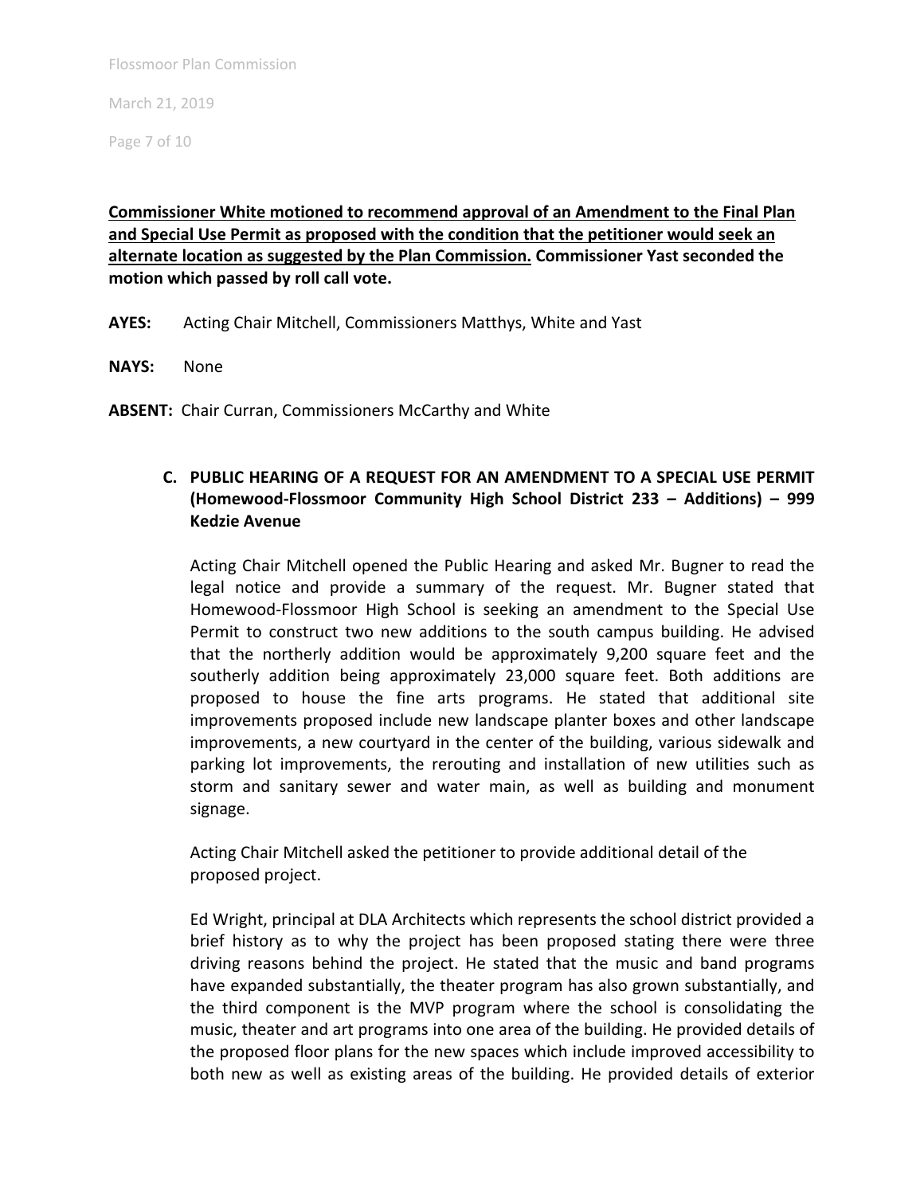**Commissioner White motioned to recommend approval of an Amendment to the Final Plan and Special Use Permit as proposed with the condition that the petitioner would seek an alternate location as suggested by the Plan Commission. Commissioner Yast seconded the motion which passed by roll call vote.**

**AYES:** Acting Chair Mitchell, Commissioners Matthys, White and Yast

**NAYS:** None

**ABSENT:** Chair Curran, Commissioners McCarthy and White

**C. PUBLIC HEARING OF A REQUEST FOR AN AMENDMENT TO A SPECIAL USE PERMIT (Homewood-Flossmoor Community High School District 233 – Additions) – 999 Kedzie Avenue**

Acting Chair Mitchell opened the Public Hearing and asked Mr. Bugner to read the legal notice and provide a summary of the request. Mr. Bugner stated that Homewood-Flossmoor High School is seeking an amendment to the Special Use Permit to construct two new additions to the south campus building. He advised that the northerly addition would be approximately 9,200 square feet and the southerly addition being approximately 23,000 square feet. Both additions are proposed to house the fine arts programs. He stated that additional site improvements proposed include new landscape planter boxes and other landscape improvements, a new courtyard in the center of the building, various sidewalk and parking lot improvements, the rerouting and installation of new utilities such as storm and sanitary sewer and water main, as well as building and monument signage.

Acting Chair Mitchell asked the petitioner to provide additional detail of the proposed project.

Ed Wright, principal at DLA Architects which represents the school district provided a brief history as to why the project has been proposed stating there were three driving reasons behind the project. He stated that the music and band programs have expanded substantially, the theater program has also grown substantially, and the third component is the MVP program where the school is consolidating the music, theater and art programs into one area of the building. He provided details of the proposed floor plans for the new spaces which include improved accessibility to both new as well as existing areas of the building. He provided details of exterior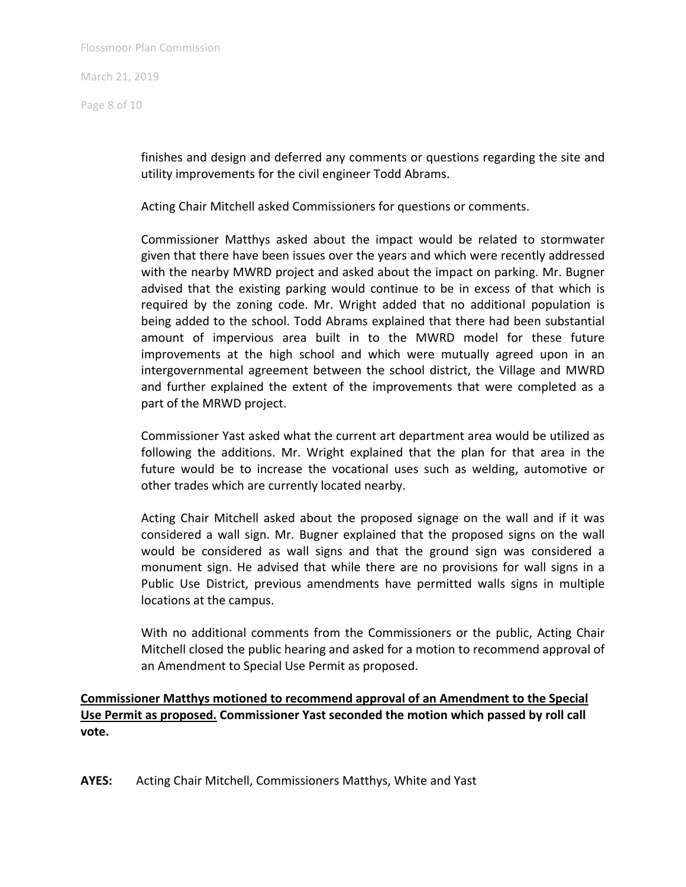finishes and design and deferred any comments or questions regarding the site and utility improvements for the civil engineer Todd Abrams.

Acting Chair Mitchell asked Commissioners for questions or comments.

Commissioner Matthys asked about the impact would be related to stormwater given that there have been issues over the years and which were recently addressed with the nearby MWRD project and asked about the impact on parking. Mr. Bugner advised that the existing parking would continue to be in excess of that which is required by the zoning code. Mr. Wright added that no additional population is being added to the school. Todd Abrams explained that there had been substantial amount of impervious area built in to the MWRD model for these future improvements at the high school and which were mutually agreed upon in an intergovernmental agreement between the school district, the Village and MWRD and further explained the extent of the improvements that were completed as a part of the MRWD project.

Commissioner Yast asked what the current art department area would be utilized as following the additions. Mr. Wright explained that the plan for that area in the future would be to increase the vocational uses such as welding, automotive or other trades which are currently located nearby.

Acting Chair Mitchell asked about the proposed signage on the wall and if it was considered a wall sign. Mr. Bugner explained that the proposed signs on the wall would be considered as wall signs and that the ground sign was considered a monument sign. He advised that while there are no provisions for wall signs in a Public Use District, previous amendments have permitted walls signs in multiple locations at the campus.

With no additional comments from the Commissioners or the public, Acting Chair Mitchell closed the public hearing and asked for a motion to recommend approval of an Amendment to Special Use Permit as proposed.

**<u>Commissioner Matthys motioned to recommend approval of an Amendment to the Special Use Permit as proposed.</u> Commissioner Yast seconded the motion which passed by roll call vote.**

**AYES:** Acting Chair Mitchell, Commissioners Matthys, White and Yast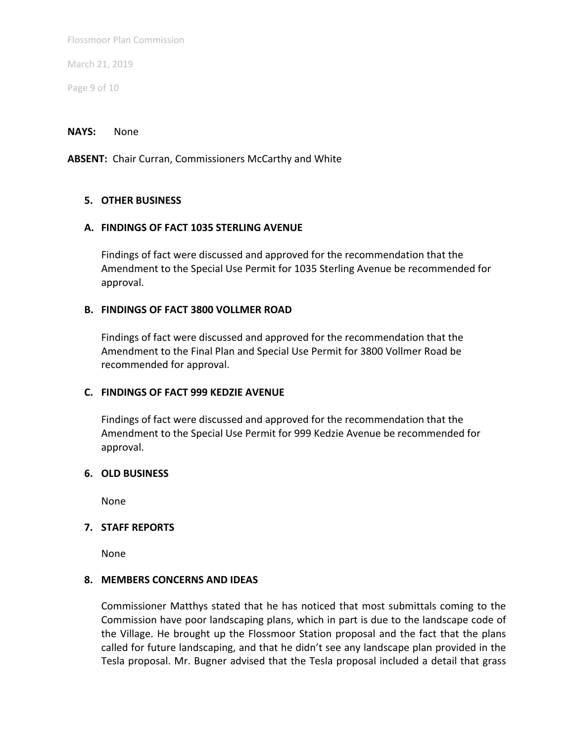**NAYS:** None

**ABSENT:** Chair Curran, Commissioners McCarthy and White

## 5. OTHER BUSINESS

### A. FINDINGS OF FACT 1035 STERLING AVENUE

Findings of fact were discussed and approved for the recommendation that the Amendment to the Special Use Permit for 1035 Sterling Avenue be recommended for approval.

### B. FINDINGS OF FACT 3800 VOLLMER ROAD

Findings of fact were discussed and approved for the recommendation that the Amendment to the Final Plan and Special Use Permit for 3800 Vollmer Road be recommended for approval.

### C. FINDINGS OF FACT 999 KEDZIE AVENUE

Findings of fact were discussed and approved for the recommendation that the Amendment to the Special Use Permit for 999 Kedzie Avenue be recommended for approval.

## 6. OLD BUSINESS

None

## 7. STAFF REPORTS

None

## 8. MEMBERS CONCERNS AND IDEAS

Commissioner Matthys stated that he has noticed that most submittals coming to the Commission have poor landscaping plans, which in part is due to the landscape code of the Village. He brought up the Flossmoor Station proposal and the fact that the plans called for future landscaping, and that he didn't see any landscape plan provided in the Tesla proposal. Mr. Bugner advised that the Tesla proposal included a detail that grass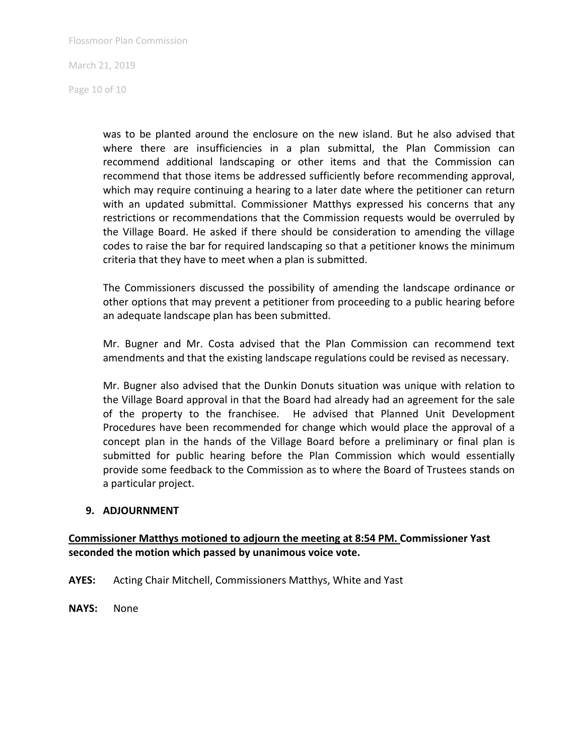was to be planted around the enclosure on the new island. But he also advised that where there are insufficiencies in a plan submittal, the Plan Commission can recommend additional landscaping or other items and that the Commission can recommend that those items be addressed sufficiently before recommending approval, which may require continuing a hearing to a later date where the petitioner can return with an updated submittal. Commissioner Matthys expressed his concerns that any restrictions or recommendations that the Commission requests would be overruled by the Village Board. He asked if there should be consideration to amending the village codes to raise the bar for required landscaping so that a petitioner knows the minimum criteria that they have to meet when a plan is submitted.

The Commissioners discussed the possibility of amending the landscape ordinance or other options that may prevent a petitioner from proceeding to a public hearing before an adequate landscape plan has been submitted.

Mr. Bugner and Mr. Costa advised that the Plan Commission can recommend text amendments and that the existing landscape regulations could be revised as necessary.

Mr. Bugner also advised that the Dunkin Donuts situation was unique with relation to the Village Board approval in that the Board had already had an agreement for the sale of the property to the franchisee. He advised that Planned Unit Development Procedures have been recommended for change which would place the approval of a concept plan in the hands of the Village Board before a preliminary or final plan is submitted for public hearing before the Plan Commission which would essentially provide some feedback to the Commission as to where the Board of Trustees stands on a particular project.

**9. ADJOURNMENT**

**<u>Commissioner Matthys motioned to adjourn the meeting at 8:54 PM.</u> Commissioner Yast seconded the motion which passed by unanimous voice vote.**

**AYES:** Acting Chair Mitchell, Commissioners Matthys, White and Yast

**NAYS:** None